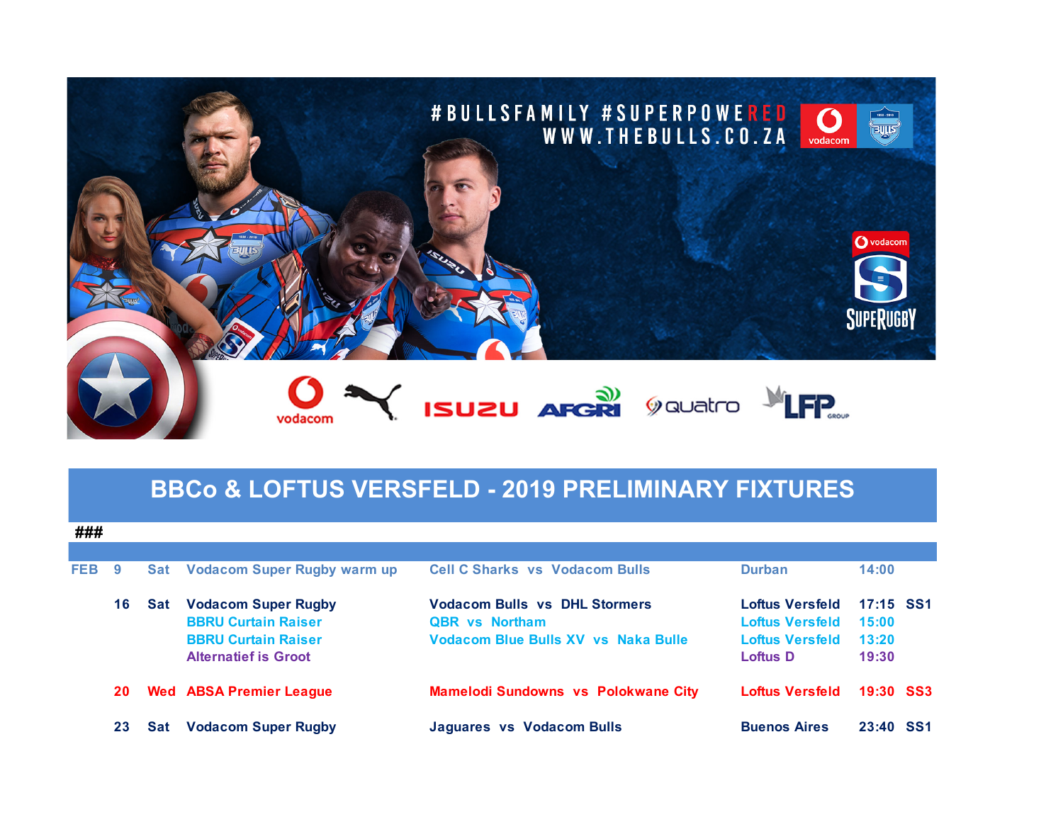#BULLSFAMILY #SUPERPOWERED
WWW.THEBULLS.CO.ZA

# BBCo & LOFTUS VERSFELD - 2019 PRELIMINARY FIXTURES

###

| | | | | | | | |
|---|---|---|---|---|---|---|---|
| FEB | 9 | Sat | Vodacom Super Rugby warm up | Cell C Sharks vs Vodacom Bulls | Durban | 14:00 | |
| | 16 | Sat | Vodacom Super Rugby | Vodacom Bulls vs DHL Stormers | Loftus Versfeld | 17:15 | SS1 |
| | | | BBRU Curtain Raiser | QBR vs Northam | Loftus Versfeld | 15:00 | |
| | | | BBRU Curtain Raiser | Vodacom Blue Bulls XV vs Naka Bulle | Loftus Versfeld | 13:20 | |
| | | | Alternatief is Groot | | Loftus D | 19:30 | |
| | 20 | Wed | ABSA Premier League | Mamelodi Sundowns vs Polokwane City | Loftus Versfeld | 19:30 | SS3 |
| | 23 | Sat | Vodacom Super Rugby | Jaguares vs Vodacom Bulls | Buenos Aires | 23:40 | SS1 |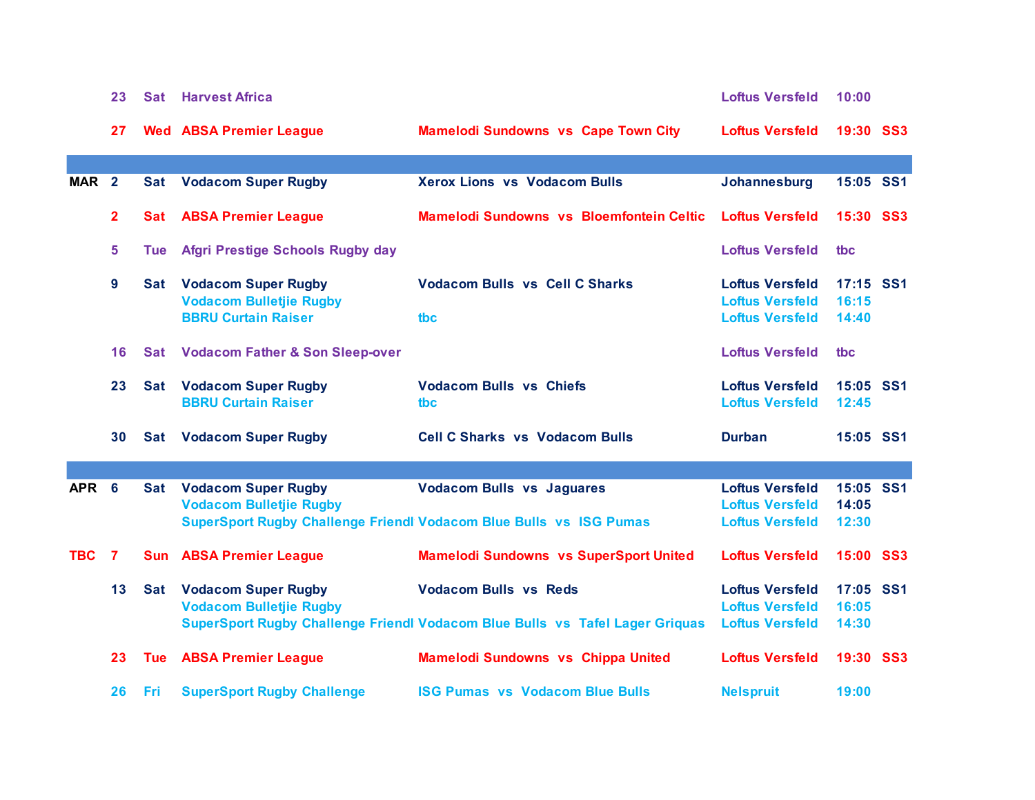| | | | | | | | |
|---|---|---|---|---|---|---|---|
| | 23 | Sat | Harvest Africa | | Loftus Versfeld | 10:00 | |
| | 27 | Wed | ABSA Premier League | Mamelodi Sundowns vs Cape Town City | Loftus Versfeld | 19:30 | SS3 |
| | | | | | | | |
| MAR | 2 | Sat | Vodacom Super Rugby | Xerox Lions vs Vodacom Bulls | Johannesburg | 15:05 | SS1 |
| | 2 | Sat | ABSA Premier League | Mamelodi Sundowns vs Bloemfontein Celtic | Loftus Versfeld | 15:30 | SS3 |
| | 5 | Tue | Afgri Prestige Schools Rugby day | | Loftus Versfeld | tbc | |
| | 9 | Sat | Vodacom Super Rugby | Vodacom Bulls vs Cell C Sharks | Loftus Versfeld | 17:15 | SS1 |
| | | | Vodacom Bulletjie Rugby | | Loftus Versfeld | 16:15 | |
| | | | BBRU Curtain Raiser | tbc | Loftus Versfeld | 14:40 | |
| | 16 | Sat | Vodacom Father & Son Sleep-over | | Loftus Versfeld | tbc | |
| | 23 | Sat | Vodacom Super Rugby | Vodacom Bulls vs Chiefs | Loftus Versfeld | 15:05 | SS1 |
| | | | BBRU Curtain Raiser | tbc | Loftus Versfeld | 12:45 | |
| | 30 | Sat | Vodacom Super Rugby | Cell C Sharks vs Vodacom Bulls | Durban | 15:05 | SS1 |
| | | | | | | | |
| APR | 6 | Sat | Vodacom Super Rugby | Vodacom Bulls vs Jaguares | Loftus Versfeld | 15:05 | SS1 |
| | | | Vodacom Bulletjie Rugby | | Loftus Versfeld | 14:05 | |
| | | | SuperSport Rugby Challenge Friendl | Vodacom Blue Bulls vs ISG Pumas | Loftus Versfeld | 12:30 | |
| TBC | 7 | Sun | ABSA Premier League | Mamelodi Sundowns vs SuperSport United | Loftus Versfeld | 15:00 | SS3 |
| | 13 | Sat | Vodacom Super Rugby | Vodacom Bulls vs Reds | Loftus Versfeld | 17:05 | SS1 |
| | | | Vodacom Bulletjie Rugby | | Loftus Versfeld | 16:05 | |
| | | | SuperSport Rugby Challenge Friendl | Vodacom Blue Bulls vs Tafel Lager Griquas | Loftus Versfeld | 14:30 | |
| | 23 | Tue | ABSA Premier League | Mamelodi Sundowns vs Chippa United | Loftus Versfeld | 19:30 | SS3 |
| | 26 | Fri | SuperSport Rugby Challenge | ISG Pumas vs Vodacom Blue Bulls | Nelspruit | 19:00 | |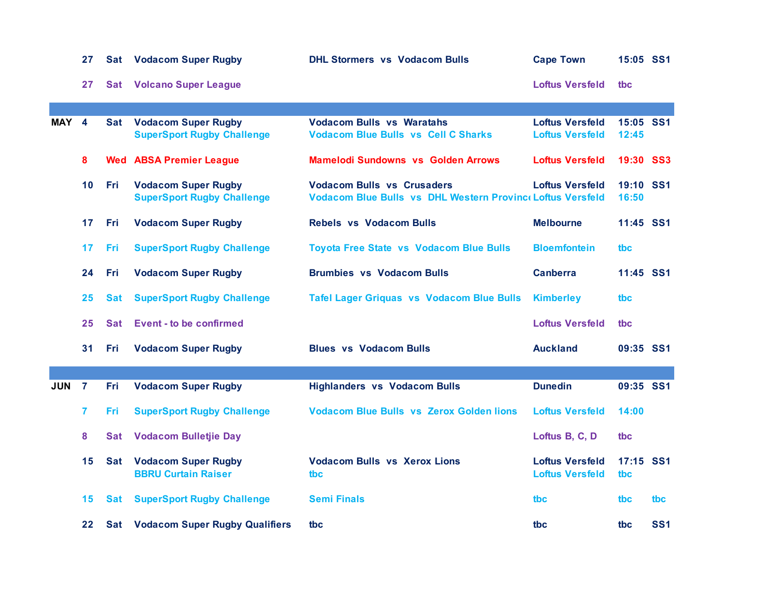| Month | Date | Day | Competition | Match | Venue | Time | TV |
|---|---|---|---|---|---|---|---|
| | 27 | Sat | Vodacom Super Rugby | DHL Stormers vs Vodacom Bulls | Cape Town | 15:05 | SS1 |
| | 27 | Sat | Volcano Super League | | Loftus Versfeld | tbc | |
| | | | | | | | |
| MAY | 4 | Sat | Vodacom Super Rugby | Vodacom Bulls vs Waratahs | Loftus Versfeld | 15:05 | SS1 |
| | | | SuperSport Rugby Challenge | Vodacom Blue Bulls vs Cell C Sharks | Loftus Versfeld | 12:45 | |
| | 8 | Wed | ABSA Premier League | Mamelodi Sundowns vs Golden Arrows | Loftus Versfeld | 19:30 | SS3 |
| | 10 | Fri | Vodacom Super Rugby | Vodacom Bulls vs Crusaders | Loftus Versfeld | 19:10 | SS1 |
| | | | SuperSport Rugby Challenge | Vodacom Blue Bulls vs DHL Western Provinc | Loftus Versfeld | 16:50 | |
| | 17 | Fri | Vodacom Super Rugby | Rebels vs Vodacom Bulls | Melbourne | 11:45 | SS1 |
| | 17 | Fri | SuperSport Rugby Challenge | Toyota Free State vs Vodacom Blue Bulls | Bloemfontein | tbc | |
| | 24 | Fri | Vodacom Super Rugby | Brumbies vs Vodacom Bulls | Canberra | 11:45 | SS1 |
| | 25 | Sat | SuperSport Rugby Challenge | Tafel Lager Griquas vs Vodacom Blue Bulls | Kimberley | tbc | |
| | 25 | Sat | Event - to be confirmed | | Loftus Versfeld | tbc | |
| | 31 | Fri | Vodacom Super Rugby | Blues vs Vodacom Bulls | Auckland | 09:35 | SS1 |
| | | | | | | | |
| JUN | 7 | Fri | Vodacom Super Rugby | Highlanders vs Vodacom Bulls | Dunedin | 09:35 | SS1 |
| | 7 | Fri | SuperSport Rugby Challenge | Vodacom Blue Bulls vs Zerox Golden lions | Loftus Versfeld | 14:00 | |
| | 8 | Sat | Vodacom Bulletjie Day | | Loftus B, C, D | tbc | |
| | 15 | Sat | Vodacom Super Rugby | Vodacom Bulls vs Xerox Lions | Loftus Versfeld | 17:15 | SS1 |
| | | | BBRU Curtain Raiser | tbc | Loftus Versfeld | tbc | |
| | 15 | Sat | SuperSport Rugby Challenge | Semi Finals | tbc | tbc | tbc |
| | 22 | Sat | Vodacom Super Rugby Qualifiers | tbc | tbc | tbc | SS1 |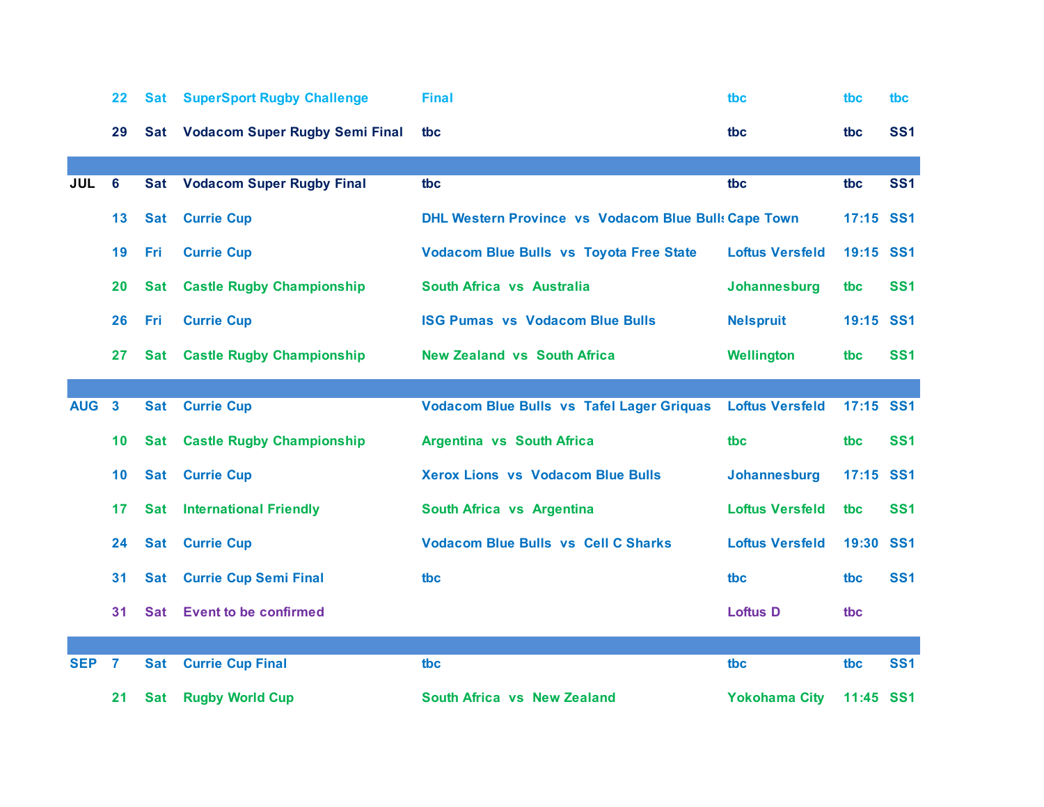| | | | | | | | |
|---|---|---|---|---|---|---|---|
| | 22 | Sat | SuperSport Rugby Challenge | Final | tbc | tbc | tbc |
| | 29 | Sat | Vodacom Super Rugby Semi Final | tbc | tbc | tbc | SS1 |
| JUL | 6 | Sat | Vodacom Super Rugby Final | tbc | tbc | tbc | SS1 |
| | 13 | Sat | Currie Cup | DHL Western Province vs Vodacom Blue Bulls | Cape Town | 17:15 | SS1 |
| | 19 | Fri | Currie Cup | Vodacom Blue Bulls vs Toyota Free State | Loftus Versfeld | 19:15 | SS1 |
| | 20 | Sat | Castle Rugby Championship | South Africa vs Australia | Johannesburg | tbc | SS1 |
| | 26 | Fri | Currie Cup | ISG Pumas vs Vodacom Blue Bulls | Nelspruit | 19:15 | SS1 |
| | 27 | Sat | Castle Rugby Championship | New Zealand vs South Africa | Wellington | tbc | SS1 |
| AUG | 3 | Sat | Currie Cup | Vodacom Blue Bulls vs Tafel Lager Griquas | Loftus Versfeld | 17:15 | SS1 |
| | 10 | Sat | Castle Rugby Championship | Argentina vs South Africa | tbc | tbc | SS1 |
| | 10 | Sat | Currie Cup | Xerox Lions vs Vodacom Blue Bulls | Johannesburg | 17:15 | SS1 |
| | 17 | Sat | International Friendly | South Africa vs Argentina | Loftus Versfeld | tbc | SS1 |
| | 24 | Sat | Currie Cup | Vodacom Blue Bulls vs Cell C Sharks | Loftus Versfeld | 19:30 | SS1 |
| | 31 | Sat | Currie Cup Semi Final | tbc | tbc | tbc | SS1 |
| | 31 | Sat | Event to be confirmed | | Loftus D | tbc | |
| SEP | 7 | Sat | Currie Cup Final | tbc | tbc | tbc | SS1 |
| | 21 | Sat | Rugby World Cup | South Africa vs New Zealand | Yokohama City | 11:45 | SS1 |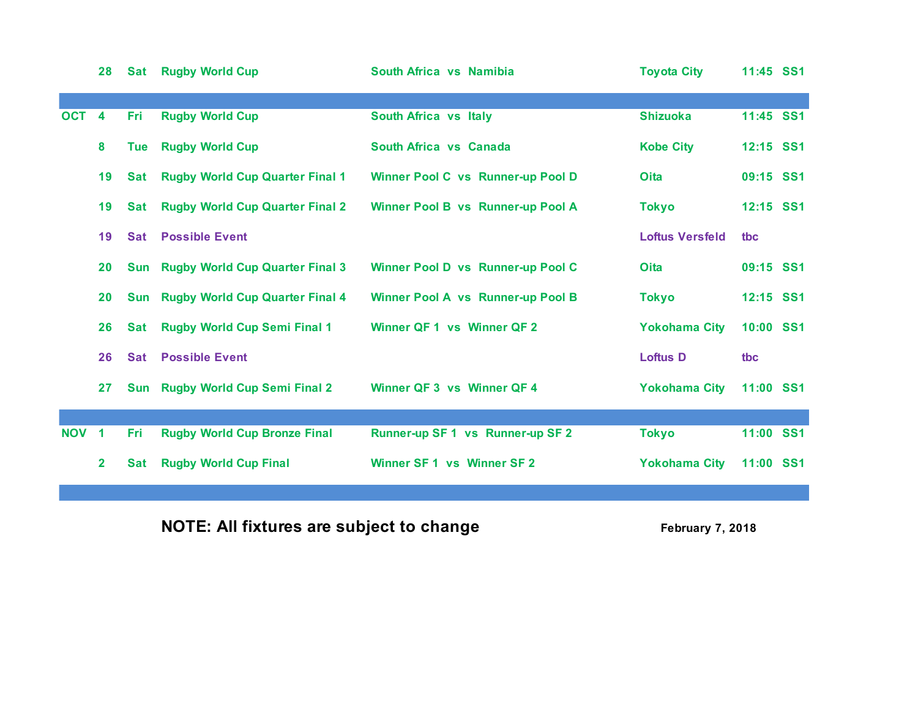| | | | | | | | |
|---|---|---|---|---|---|---|---|
| | 28 | Sat | Rugby World Cup | South Africa vs Namibia | Toyota City | 11:45 | SS1 |
| | | | | | | | |
| OCT | 4 | Fri | Rugby World Cup | South Africa vs Italy | Shizuoka | 11:45 | SS1 |
| | 8 | Tue | Rugby World Cup | South Africa vs Canada | Kobe City | 12:15 | SS1 |
| | 19 | Sat | Rugby World Cup Quarter Final 1 | Winner Pool C vs Runner-up Pool D | Oita | 09:15 | SS1 |
| | 19 | Sat | Rugby World Cup Quarter Final 2 | Winner Pool B vs Runner-up Pool A | Tokyo | 12:15 | SS1 |
| | 19 | Sat | Possible Event | | Loftus Versfeld | tbc | |
| | 20 | Sun | Rugby World Cup Quarter Final 3 | Winner Pool D vs Runner-up Pool C | Oita | 09:15 | SS1 |
| | 20 | Sun | Rugby World Cup Quarter Final 4 | Winner Pool A vs Runner-up Pool B | Tokyo | 12:15 | SS1 |
| | 26 | Sat | Rugby World Cup Semi Final 1 | Winner QF 1 vs Winner QF 2 | Yokohama City | 10:00 | SS1 |
| | 26 | Sat | Possible Event | | Loftus D | tbc | |
| | 27 | Sun | Rugby World Cup Semi Final 2 | Winner QF 3 vs Winner QF 4 | Yokohama City | 11:00 | SS1 |
| | | | | | | | |
| NOV | 1 | Fri | Rugby World Cup Bronze Final | Runner-up SF 1 vs Runner-up SF 2 | Tokyo | 11:00 | SS1 |
| | 2 | Sat | Rugby World Cup Final | Winner SF 1 vs Winner SF 2 | Yokohama City | 11:00 | SS1 |

**NOTE: All fixtures are subject to change**

**February 7, 2018**